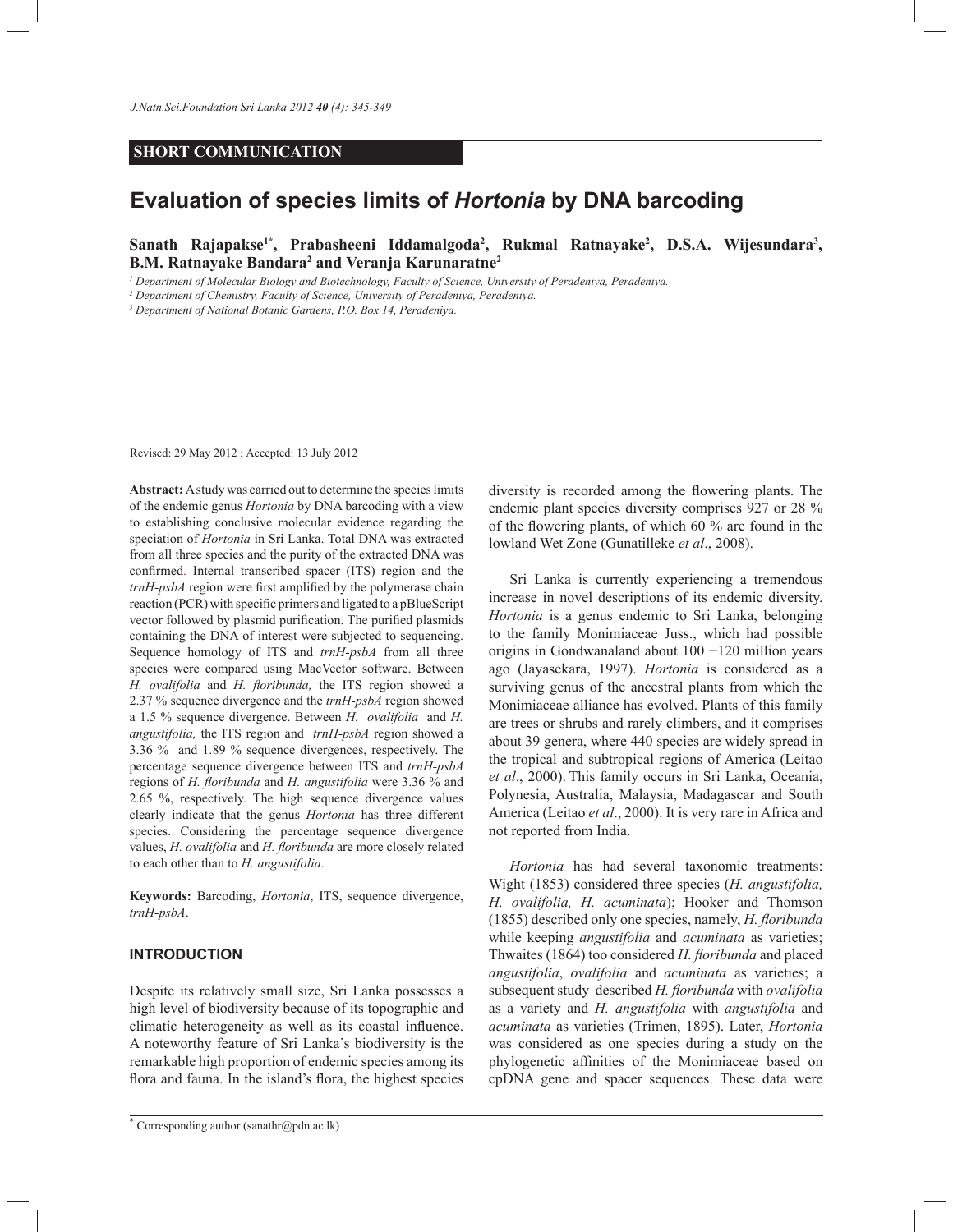**SHORT COMMUNICATION**

# Evaluation of species limits of *Hortonia* by DNA barcoding

**Sanath Rajapakse[1*], Prabasheeni Iddamalgoda[2], Rukmal Ratnayake[2], D.S.A. Wijesundara[3], B.M. Ratnayake Bandara[2] and Veranja Karunaratne[2]**

[1] *Department of Molecular Biology and Biotechnology, Faculty of Science, University of Peradeniya, Peradeniya.*
[2] *Department of Chemistry, Faculty of Science, University of Peradeniya, Peradeniya.*
[3] *Department of National Botanic Gardens, P.O. Box 14, Peradeniya.*

Revised: 29 May 2012 ; Accepted: 13 July 2012

**Abstract:** A study was carried out to determine the species limits of the endemic genus *Hortonia* by DNA barcoding with a view to establishing conclusive molecular evidence regarding the speciation of *Hortonia* in Sri Lanka. Total DNA was extracted from all three species and the purity of the extracted DNA was confirmed. Internal transcribed spacer (ITS) region and the *trnH-psbA* region were first amplified by the polymerase chain reaction (PCR) with specific primers and ligated to a pBlueScript vector followed by plasmid purification. The purified plasmids containing the DNA of interest were subjected to sequencing. Sequence homology of ITS and *trnH-psbA* from all three species were compared using MacVector software. Between *H. ovalifolia* and *H. floribunda,* the ITS region showed a 2.37 % sequence divergence and the *trnH-psbA* region showed a 1.5 % sequence divergence. Between *H. ovalifolia* and *H. angustifolia,* the ITS region and *trnH-psbA* region showed a 3.36 % and 1.89 % sequence divergences, respectively. The percentage sequence divergence between ITS and *trnH-psbA* regions of *H. floribunda* and *H. angustifolia* were 3.36 % and 2.65 %, respectively. The high sequence divergence values clearly indicate that the genus *Hortonia* has three different species. Considering the percentage sequence divergence values, *H. ovalifolia* and *H. floribunda* are more closely related to each other than to *H. angustifolia*.

**Keywords:** Barcoding, *Hortonia*, ITS, sequence divergence, *trnH-psbA*.

## INTRODUCTION

Despite its relatively small size, Sri Lanka possesses a high level of biodiversity because of its topographic and climatic heterogeneity as well as its coastal influence. A noteworthy feature of Sri Lanka's biodiversity is the remarkable high proportion of endemic species among its flora and fauna. In the island's flora, the highest species diversity is recorded among the flowering plants. The endemic plant species diversity comprises 927 or 28 % of the flowering plants, of which 60 % are found in the lowland Wet Zone (Gunatilleke *et al*., 2008).

Sri Lanka is currently experiencing a tremendous increase in novel descriptions of its endemic diversity. *Hortonia* is a genus endemic to Sri Lanka, belonging to the family Monimiaceae Juss., which had possible origins in Gondwanaland about 100 −120 million years ago (Jayasekara, 1997). *Hortonia* is considered as a surviving genus of the ancestral plants from which the Monimiaceae alliance has evolved. Plants of this family are trees or shrubs and rarely climbers, and it comprises about 39 genera, where 440 species are widely spread in the tropical and subtropical regions of America (Leitao *et al*., 2000). This family occurs in Sri Lanka, Oceania, Polynesia, Australia, Malaysia, Madagascar and South America (Leitao *et al*., 2000). It is very rare in Africa and not reported from India.

*Hortonia* has had several taxonomic treatments: Wight (1853) considered three species (*H. angustifolia, H. ovalifolia, H. acuminata*); Hooker and Thomson (1855) described only one species, namely, *H. floribunda* while keeping *angustifolia* and *acuminata* as varieties; Thwaites (1864) too considered *H. floribunda* and placed *angustifolia*, *ovalifolia* and *acuminata* as varieties; a subsequent study described *H. floribunda* with *ovalifolia* as a variety and *H. angustifolia* with *angustifolia* and *acuminata* as varieties (Trimen, 1895). Later, *Hortonia* was considered as one species during a study on the phylogenetic affinities of the Monimiaceae based on cpDNA gene and spacer sequences. These data were

* Corresponding author (sanathr@pdn.ac.lk)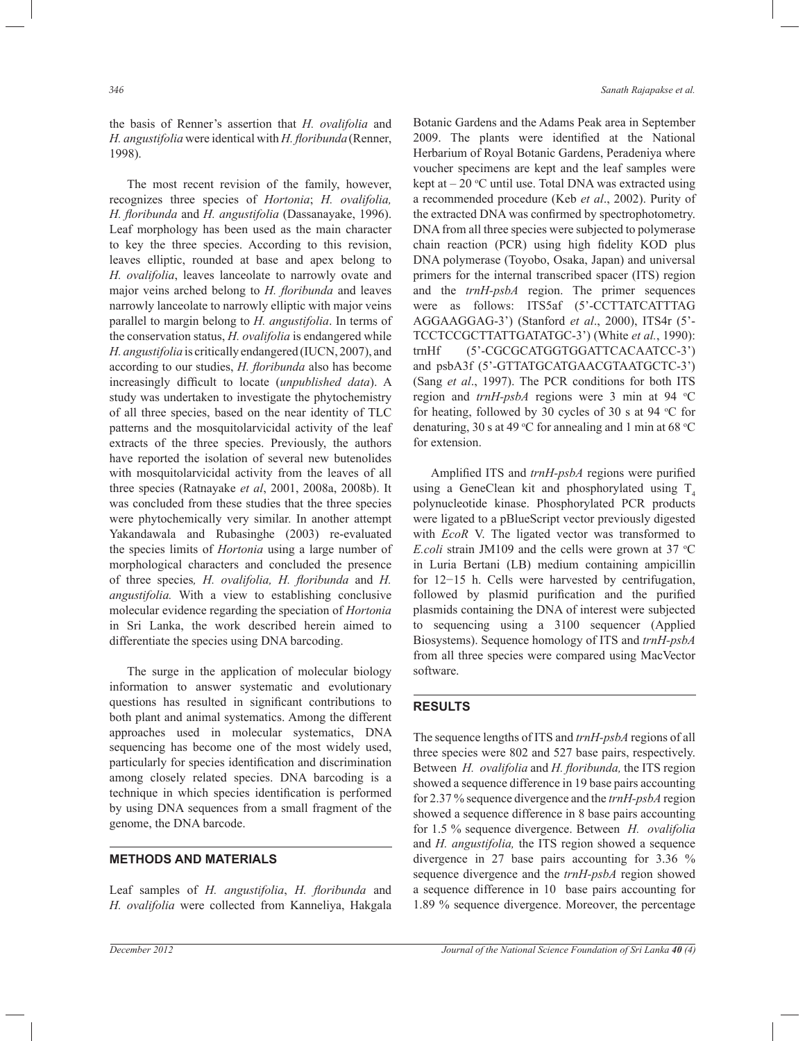the basis of Renner's assertion that *H. ovalifolia* and *H. angustifolia* were identical with *H. floribunda* (Renner, 1998).

The most recent revision of the family, however, recognizes three species of *Hortonia*; *H. ovalifolia, H. floribunda* and *H. angustifolia* (Dassanayake, 1996). Leaf morphology has been used as the main character to key the three species. According to this revision, leaves elliptic, rounded at base and apex belong to *H. ovalifolia*, leaves lanceolate to narrowly ovate and major veins arched belong to *H. floribunda* and leaves narrowly lanceolate to narrowly elliptic with major veins parallel to margin belong to *H. angustifolia*. In terms of the conservation status, *H. ovalifolia* is endangered while *H. angustifolia* is critically endangered (IUCN, 2007), and according to our studies, *H. floribunda* also has become increasingly difficult to locate (*unpublished data*). A study was undertaken to investigate the phytochemistry of all three species, based on the near identity of TLC patterns and the mosquitolarvicidal activity of the leaf extracts of the three species. Previously, the authors have reported the isolation of several new butenolides with mosquitolarvicidal activity from the leaves of all three species (Ratnayake *et al*, 2001, 2008a, 2008b). It was concluded from these studies that the three species were phytochemically very similar. In another attempt Yakandawala and Rubasinghe (2003) re-evaluated the species limits of *Hortonia* using a large number of morphological characters and concluded the presence of three species*, H. ovalifolia, H. floribunda* and *H. angustifolia.* With a view to establishing conclusive molecular evidence regarding the speciation of *Hortonia* in Sri Lanka, the work described herein aimed to differentiate the species using DNA barcoding.

The surge in the application of molecular biology information to answer systematic and evolutionary questions has resulted in significant contributions to both plant and animal systematics. Among the different approaches used in molecular systematics, DNA sequencing has become one of the most widely used, particularly for species identification and discrimination among closely related species. DNA barcoding is a technique in which species identification is performed by using DNA sequences from a small fragment of the genome, the DNA barcode.

## METHODS AND MATERIALS

Leaf samples of *H. angustifolia*, *H. floribunda* and *H. ovalifolia* were collected from Kanneliya, Hakgala Botanic Gardens and the Adams Peak area in September 2009. The plants were identified at the National Herbarium of Royal Botanic Gardens, Peradeniya where voucher specimens are kept and the leaf samples were kept at – 20 °C until use. Total DNA was extracted using a recommended procedure (Keb *et al*., 2002). Purity of the extracted DNA was confirmed by spectrophotometry. DNA from all three species were subjected to polymerase chain reaction (PCR) using high fidelity KOD plus DNA polymerase (Toyobo, Osaka, Japan) and universal primers for the internal transcribed spacer (ITS) region and the *trnH-psbA* region. The primer sequences were as follows: ITS5af (5'-CCTTATCATTTAG AGGAAGGAG-3') (Stanford *et al*., 2000), ITS4r (5'-TCCTCCGCTTATTGATATGC-3') (White *et al.*, 1990): trnHf (5'-CGCGCATGGTGGATTCACAATCC-3') and psbA3f (5'-GTTATGCATGAACGTAATGCTC-3') (Sang *et al*., 1997). The PCR conditions for both ITS region and *trnH-psbA* regions were 3 min at 94 °C for heating, followed by 30 cycles of 30 s at 94 °C for denaturing, 30 s at 49 °C for annealing and 1 min at 68 °C for extension.

Amplified ITS and *trnH-psbA* regions were purified using a GeneClean kit and phosphorylated using $T_4$ polynucleotide kinase. Phosphorylated PCR products were ligated to a pBlueScript vector previously digested with *EcoR* V. The ligated vector was transformed to *E.coli* strain JM109 and the cells were grown at 37 °C in Luria Bertani (LB) medium containing ampicillin for 12−15 h. Cells were harvested by centrifugation, followed by plasmid purification and the purified plasmids containing the DNA of interest were subjected to sequencing using a 3100 sequencer (Applied Biosystems). Sequence homology of ITS and *trnH-psbA* from all three species were compared using MacVector software.

## RESULTS

The sequence lengths of ITS and *trnH-psbA* regions of all three species were 802 and 527 base pairs, respectively. Between *H. ovalifolia* and *H. floribunda,* the ITS region showed a sequence difference in 19 base pairs accounting for 2.37 % sequence divergence and the *trnH-psbA* region showed a sequence difference in 8 base pairs accounting for 1.5 % sequence divergence. Between *H. ovalifolia* and *H. angustifolia,* the ITS region showed a sequence divergence in 27 base pairs accounting for 3.36 % sequence divergence and the *trnH-psbA* region showed a sequence difference in 10 base pairs accounting for 1.89 % sequence divergence. Moreover, the percentage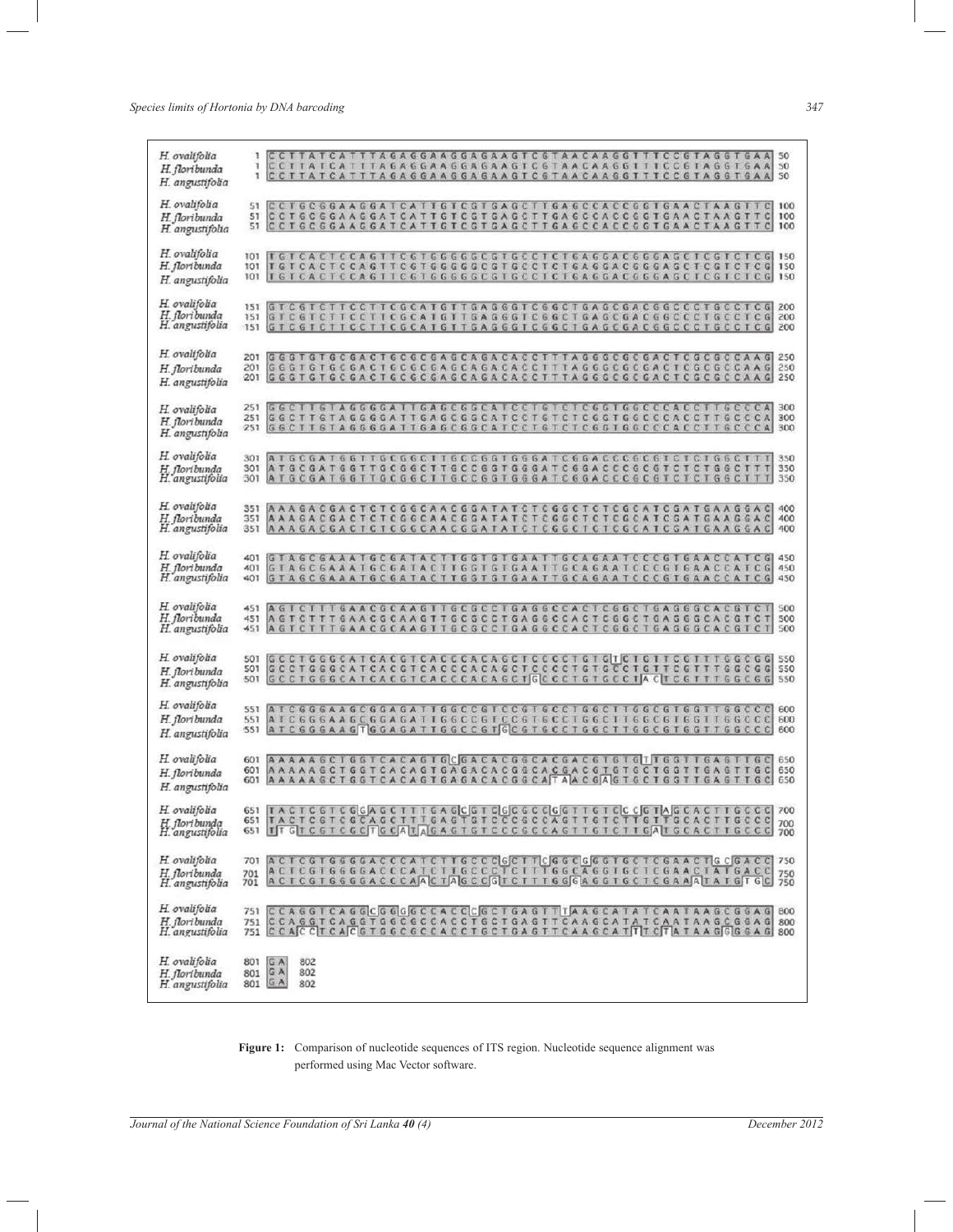```
H. ovalifolia    1   CCTTATCATTTAGAGGAAGGAGAAGTCGTAACAAGGTTTCCGTAGGTGAA  50
H. floribunda    1   CCTTATCATTTAGAGGAAGGAGAAGTCGTAACAAGGTTTCCGTAGGTGAA  50
H. angustifolia  1   CCTTATCATTTAGAGGAAGGAGAAGTCGTAACAAGGTTTCCGTAGGTGAA  50

H. ovalifolia    51  CCTGCGGAAGGATCATTGTCGTGAGCTTGAGCCACCGGTGAACTAAGTTC  100
H. floribunda    51  CCTGCGGAAGGATCATTGTCGTGAGCTTGAGCCACCGGTGAACTAAGTTC  100
H. angustifolia  51  CCTGCGGAAGGATCATTGTCGTGAGCTTGAGCCACCGGTGAACTAAGTTC  100

H. ovalifolia    101 TGTCACTCCAGTTCGTGGGGGCGTGCCTCTGAGGACGGGAGCTCGTCTCG  150
H. floribunda    101 TGTCACTCCAGTTCGTGGGGGCGTGCCTCTGAGGACGGGAGCTCGTCTCG  150
H. angustifolia  101 TGTCACTCCAGTTCGTGGGGGCGTGCCTCTGAGGACGGGAGCTCGTCTCG  150

H. ovalifolia    151 GTCGTCTTCCTTCGCATGTTGAGGGTCGGCTGAGCGACGGCCCTGCCTCG  200
H. floribunda    151 GTCGTCTTCCTTCGCATGTTGAGGGTCGGCTGAGCGACGGCCCTGCCTCG  200
H. angustifolia  151 GTCGTCTTCCTTCGCATGTTGAGGGTCGGCTGAGCGACGGCCCTGCCTCG  200

H. ovalifolia    201 GGGTGTGCGACTGCCGCGAGCAGACACCTTTAGGGCGCGACTCGCGCCAAG  250
H. floribunda    201 GGGTGTGCGACTGCCGCGAGCAGACACCTTTAGGGCGCGACTCGCGCCAAG  250
H. angustifolia  201 GGGTGTGCGACTGCCGCGAGCAGACACCTTTAGGGCGCGACTCGCGCCAAG  250

H. ovalifolia    251 GGCTTGTAGGGGATTGAGCGGCATCCTGTCTCGGTGGCCCACCTTGCCCA  300
H. floribunda    251 GGCTTGTAGGGGATTGAGCGGCATCCTGTCTCGGTGGCCCACCTTGCCCA  300
H. angustifolia  251 GGCTTGTAGGGGATTGAGCGGCATCCTGTCTCGGTGGCCCACCTTGCCCA  300

H. ovalifolia    301 ATGCGATGGTTGCGGCTTGCCGGTGGGATCGGACCCGCGTCTCTGGCTTT  350
H. floribunda    301 ATGCGATGGTTGCGGCTTGCCGGTGGGATCGGACCCGCGTCTCTGGCTTT  350
H. angustifolia  301 ATGCGATGGTTGCGGCTTGCCGGTGGGATCGGACCCGCGTCTCTGGCTTT  350

H. ovalifolia    351 AAAGACGACTCTCGGCAACGGATATCTCGGCTCTCGCATCGATGAAGGAC  400
H. floribunda    351 AAAGACGACTCTCGGCAACGGATATCTCGGCTCTCGCATCGATGAAGGAC  400
H. angustifolia  351 AAAGACGACTCTCGGCAACGGATATCTCGGCTCTCGCATCGATGAAGGAC  400

H. ovalifolia    401 GTAGCGAAATGCGATACTTGGTGTGAATTGCAGAATCCCGTGAACCATCG  450
H. floribunda    401 GTAGCGAAATGCGATACTTGGTGTGAATTGCAGAATCCCGTGAACCATCG  450
H. angustifolia  401 GTAGCGAAATGCGATACTTGGTGTGAATTGCAGAATCCCGTGAACCATCG  450

H. ovalifolia    451 AGTCTTTGAACGCAAGTTGCGCCTGAGGCCACTCGGCTGAGGGCACGTCT  500
H. floribunda    451 AGTCTTTGAACGCAAGTTGCGCCTGAGGCCACTCGGCTGAGGGCACGTCT  500
H. angustifolia  451 AGTCTTTGAACGCAAGTTGCGCCTGAGGCCACTCGGCTGAGGGCACGTCT  500

H. ovalifolia    501 GCCTGGGCATCACGTCACCCACAGCTCCCCTGTGTCTGTTCGTTTGGCGG  550
H. floribunda    501 GCCTGGGCATCACGTCACCCACAGCTCCCCTGTGCCTGTTCGTTTGGCGG  550
H. angustifolia  501 GCCTGGGCATCACGTCACCCACAGCTGCCCTGTGCCTACTCGTTTGGCGG  550

H. ovalifolia    551 ATCGGGAAGCGGAGATTGGCCGTCCGTGCCTGGCTTGGCGTGGTTGGCCC  600
H. floribunda    551 ATCGGGAAGCGGAGATTGGCCGTCCGTGCCTGGCTTGGCGTGGTTGGCCC  600
H. angustifolia  551 ATCGGGAAGTGGAGATTGGCCGTGCGTGCCTGGCTTGGCGTGGTTGGCCC  600

H. ovalifolia    601 AAAAAGCTGGTCACAGTGCGACACGGCACGACGTGTGTTGGTTGAGTTGC  650
H. floribunda    601 AAAAAGCTGGTCACAGTGAGACACGGCACGACGTGTGCTGGTTGAGTTGC  650
H. angustifolia  601 AAAAAGCTGGTCACAGTGAGACACGGCATAACGAGTGCTGGTTGAGTTGC  650

H. ovalifolia    651 TACTCGTCGGAGCTTTGAGCGTCGCCCGGTTGTCCCGTAGCACTTGCCC  700
H. floribunda    651 TACTCGTCGCAGCTTTGAGTGTCCCGCCAGTTGTCTTGTTGCACTTGCCC  700
H. angustifolia  651 TTGTCGTCGCTGCATAGAGTGTCCCGCCAGTTGTCTTGATGCACTTGCCC  700

H. ovalifolia    701 ACTCGTGGGGACCCATCTTGCCCGCTTCGGCGGGTGCTCGAACTGCGACC  750
H. floribunda    701 ACTCGTGGGGACCCATCTTGCCCTCTTTGGCAGGTGCTCGAACTATGACC  750
H. angustifolia  701 ACTCGTGGGGACCCAACTAGCCGTCTTTGGGAGGTGCTCGAAATATGTGC  750

H. ovalifolia    751 CCAGGTCAGGCGGGGCCACCCGCTGAGTTTAAGCATATCAATAAGCGGAG  800
H. floribunda    751 CCAGGTCAGGTGGCGCCACCTGCTGAGTTCAAGCATATCAATAAGCGGAG  800
H. angustifolia  751 CCACCTCACGTGGCGCCACCTGCTGAGTTCAAGCATTTCTATAAGGGGAG  800

H. ovalifolia    801 GA  802
H. floribunda    801 GA  802
H. angustifolia  801 GA  802
```

**Figure 1:** Comparison of nucleotide sequences of ITS region. Nucleotide sequence alignment was performed using Mac Vector software.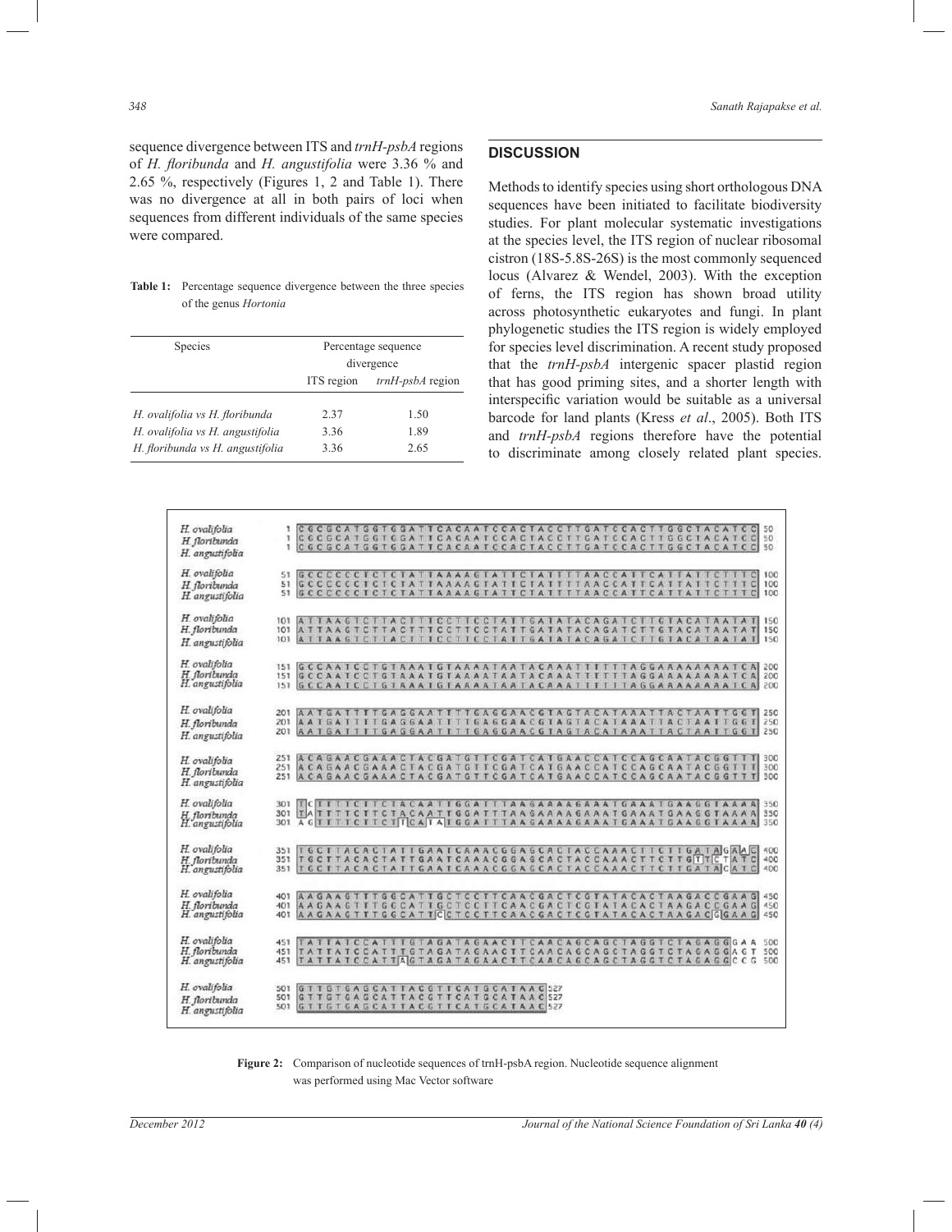sequence divergence between ITS and *trnH-psbA* regions of *H. floribunda* and *H. angustifolia* were 3.36 % and 2.65 %, respectively (Figures 1, 2 and Table 1). There was no divergence at all in both pairs of loci when sequences from different individuals of the same species were compared.

**Table 1:** Percentage sequence divergence between the three species of the genus *Hortonia*

| Species | Percentage sequence divergence | |
|---|---|---|
| | ITS region | *trnH-psbA* region |
| *H. ovalifolia* vs *H. floribunda* | 2.37 | 1.50 |
| *H. ovalifolia* vs *H. angustifolia* | 3.36 | 1.89 |
| *H. floribunda* vs *H. angustifolia* | 3.36 | 2.65 |

## DISCUSSION

Methods to identify species using short orthologous DNA sequences have been initiated to facilitate biodiversity studies. For plant molecular systematic investigations at the species level, the ITS region of nuclear ribosomal cistron (18S-5.8S-26S) is the most commonly sequenced locus (Alvarez & Wendel, 2003). With the exception of ferns, the ITS region has shown broad utility across photosynthetic eukaryotes and fungi. In plant phylogenetic studies the ITS region is widely employed for species level discrimination. A recent study proposed that the *trnH-psbA* intergenic spacer plastid region that has good priming sites, and a shorter length with interspecific variation would be suitable as a universal barcode for land plants (Kress *et al*., 2005). Both ITS and *trnH-psbA* regions therefore have the potential to discriminate among closely related plant species.

**Figure 2:** Comparison of nucleotide sequences of trnH-psbA region. Nucleotide sequence alignment was performed using Mac Vector software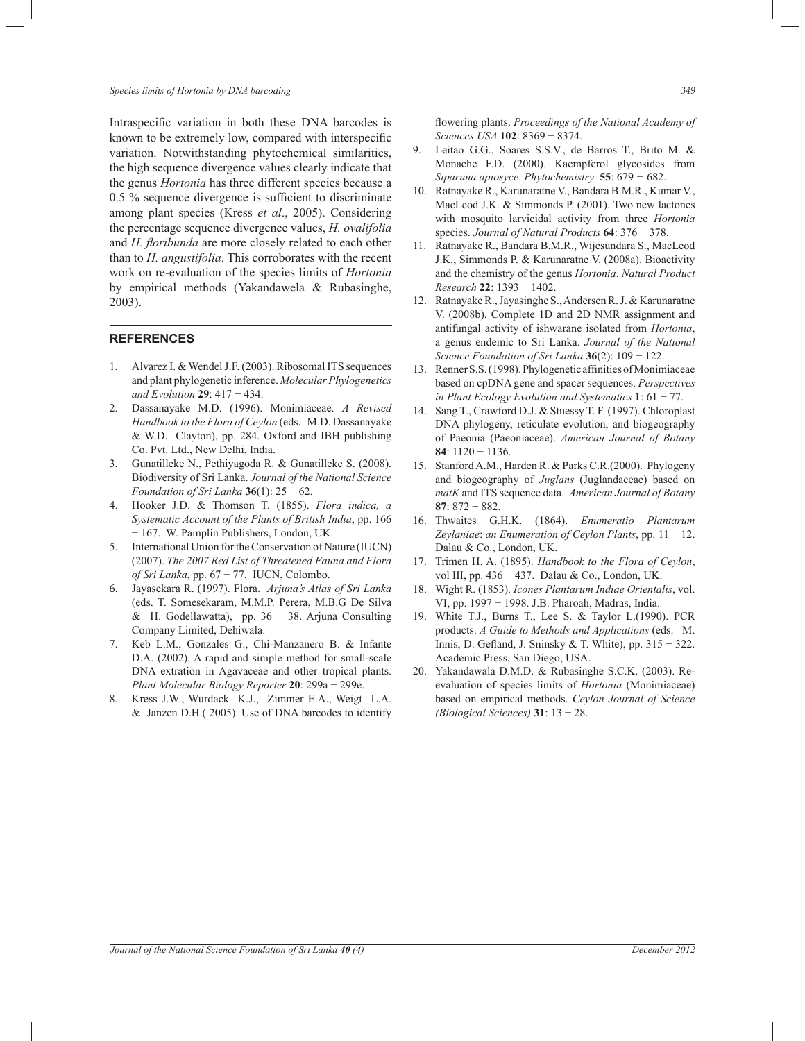Intraspecific variation in both these DNA barcodes is known to be extremely low, compared with interspecific variation. Notwithstanding phytochemical similarities, the high sequence divergence values clearly indicate that the genus *Hortonia* has three different species because a 0.5 % sequence divergence is sufficient to discriminate among plant species (Kress *et al*., 2005). Considering the percentage sequence divergence values, *H. ovalifolia* and *H. floribunda* are more closely related to each other than to *H. angustifolia*. This corroborates with the recent work on re-evaluation of the species limits of *Hortonia* by empirical methods (Yakandawela & Rubasinghe, 2003).

## REFERENCES

1. Alvarez I. & Wendel J.F. (2003). Ribosomal ITS sequences and plant phylogenetic inference. *Molecular Phylogenetics and Evolution* **29**: 417 − 434.
2. Dassanayake M.D. (1996). Monimiaceae. *A Revised Handbook to the Flora of Ceylon* (eds. M.D. Dassanayake & W.D. Clayton), pp. 284. Oxford and IBH publishing Co. Pvt. Ltd., New Delhi, India.
3. Gunatilleke N., Pethiyagoda R. & Gunatilleke S. (2008). Biodiversity of Sri Lanka. *Journal of the National Science Foundation of Sri Lanka* **36**(1): 25 − 62.
4. Hooker J.D. & Thomson T. (1855). *Flora indica, a Systematic Account of the Plants of British India*, pp. 166 − 167. W. Pamplin Publishers, London, UK.
5. International Union for the Conservation of Nature (IUCN) (2007). *The 2007 Red List of Threatened Fauna and Flora of Sri Lanka*, pp. 67 − 77. IUCN, Colombo.
6. Jayasekara R. (1997). Flora. *Arjuna's Atlas of Sri Lanka* (eds. T. Somesekaram, M.M.P. Perera, M.B.G De Silva & H. Godellawatta), pp. 36 − 38. Arjuna Consulting Company Limited, Dehiwala.
7. Keb L.M., Gonzales G., Chi-Manzanero B. & Infante D.A. (2002). A rapid and simple method for small-scale DNA extration in Agavaceae and other tropical plants. *Plant Molecular Biology Reporter* **20**: 299a − 299e.
8. Kress J.W., Wurdack K.J., Zimmer E.A., Weigt L.A. & Janzen D.H.( 2005). Use of DNA barcodes to identify flowering plants. *Proceedings of the National Academy of Sciences USA* **102**: 8369 − 8374.
9. Leitao G.G., Soares S.S.V., de Barros T., Brito M. & Monache F.D. (2000). Kaempferol glycosides from *Siparuna apiosyce*. *Phytochemistry* **55**: 679 − 682.
10. Ratnayake R., Karunaratne V., Bandara B.M.R., Kumar V., MacLeod J.K. & Simmonds P. (2001). Two new lactones with mosquito larvicidal activity from three *Hortonia* species. *Journal of Natural Products* **64**: 376 − 378.
11. Ratnayake R., Bandara B.M.R., Wijesundara S., MacLeod J.K., Simmonds P. & Karunaratne V. (2008a). Bioactivity and the chemistry of the genus *Hortonia*. *Natural Product Research* **22**: 1393 − 1402.
12. Ratnayake R., Jayasinghe S., Andersen R. J. & Karunaratne V. (2008b). Complete 1D and 2D NMR assignment and antifungal activity of ishwarane isolated from *Hortonia*, a genus endemic to Sri Lanka. *Journal of the National Science Foundation of Sri Lanka* **36**(2): 109 − 122.
13. Renner S.S. (1998). Phylogenetic affinities of Monimiaceae based on cpDNA gene and spacer sequences. *Perspectives in Plant Ecology Evolution and Systematics* **1**: 61 − 77.
14. Sang T., Crawford D.J. & Stuessy T. F. (1997). Chloroplast DNA phylogeny, reticulate evolution, and biogeography of Paeonia (Paeoniaceae). *American Journal of Botany* **84**: 1120 − 1136.
15. Stanford A.M., Harden R. & Parks C.R.(2000). Phylogeny and biogeography of *Juglans* (Juglandaceae) based on *matK* and ITS sequence data. *American Journal of Botany* **87**: 872 − 882.
16. Thwaites G.H.K. (1864). *Enumeratio Plantarum Zeylaniae*: *an Enumeration of Ceylon Plants*, pp. 11 − 12. Dalau & Co., London, UK.
17. Trimen H. A. (1895). *Handbook to the Flora of Ceylon*, vol III, pp. 436 − 437. Dalau & Co., London, UK.
18. Wight R. (1853). *Icones Plantarum Indiae Orientalis*, vol. VI, pp. 1997 − 1998. J.B. Pharoah, Madras, India.
19. White T.J., Burns T., Lee S. & Taylor L.(1990). PCR products. *A Guide to Methods and Applications* (eds. M. Innis, D. Gefland, J. Sninsky & T. White), pp. 315 − 322. Academic Press, San Diego, USA.
20. Yakandawala D.M.D. & Rubasinghe S.C.K. (2003). Re-evaluation of species limits of *Hortonia* (Monimiaceae) based on empirical methods. *Ceylon Journal of Science (Biological Sciences)* **31**: 13 − 28.